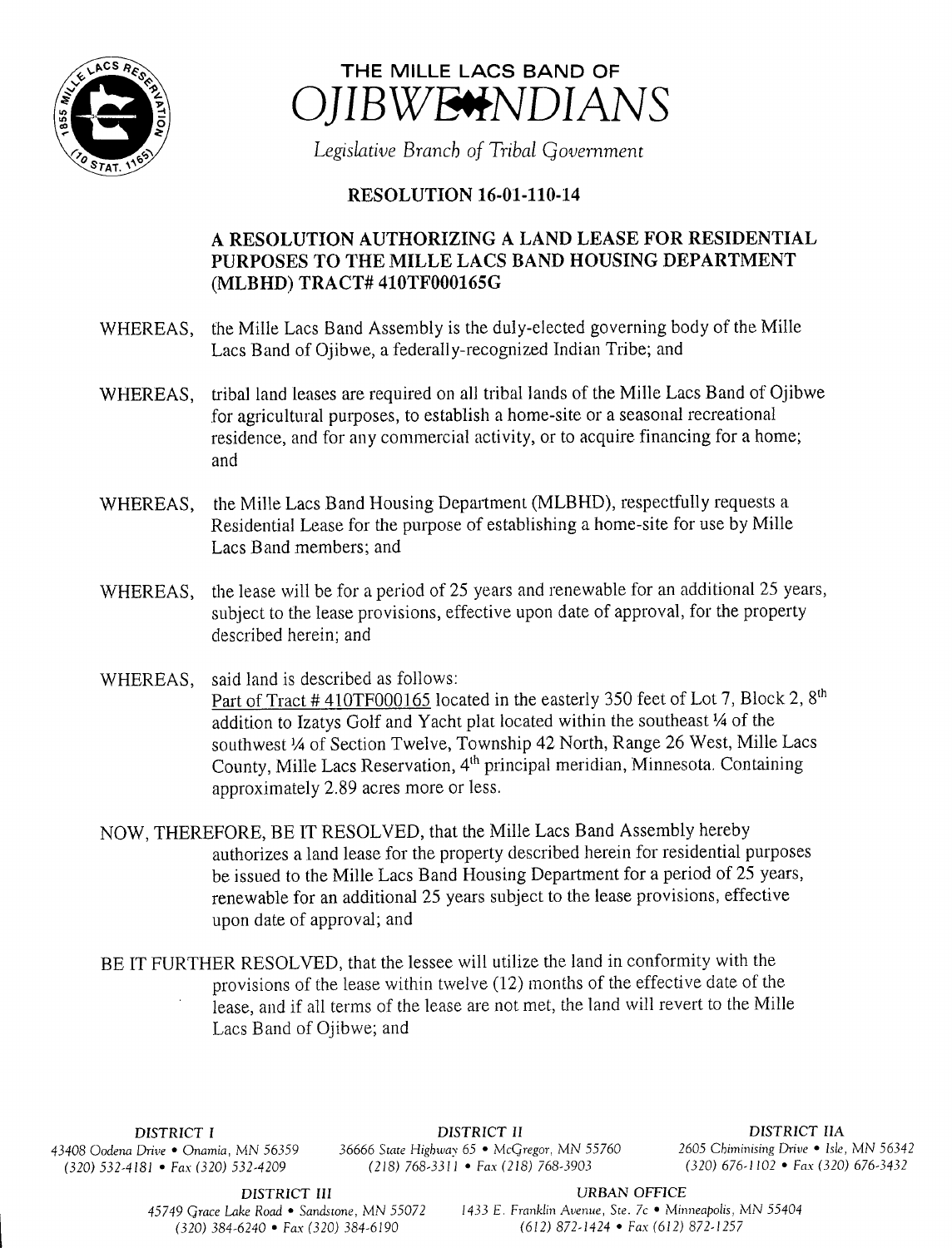# THE MILLE LACS BAND OF OJIBWE INDIANS

*Legislative Branch of Tribal Government*

## RESOLUTION 16-01-110-14

### A RESOLUTION AUTHORIZING A LAND LEASE FOR RESIDENTIAL PURPOSES TO THE MILLE LACS BAND HOUSING DEPARTMENT (MLBHD) TRACT# 410TF000165G

WHEREAS, the Mille Lacs Band Assembly is the duly-elected governing body of the Mille Lacs Band of Ojibwe, a federally-recognized Indian Tribe; and

WHEREAS, tribal land leases are required on all tribal lands of the Mille Lacs Band of Ojibwe for agricultural purposes, to establish a home-site or a seasonal recreational residence, and for any commercial activity, or to acquire financing for a home; and

WHEREAS, the Mille Lacs Band Housing Department (MLBHD), respectfully requests a Residential Lease for the purpose of establishing a home-site for use by Mille Lacs Band members; and

WHEREAS, the lease will be for a period of 25 years and renewable for an additional 25 years, subject to the lease provisions, effective upon date of approval, for the property described herein; and

WHEREAS, said land is described as follows:
Part of Tract # 410TF000165 located in the easterly 350 feet of Lot 7, Block 2, 8th addition to Izatys Golf and Yacht plat located within the southeast ¼ of the southwest ¼ of Section Twelve, Township 42 North, Range 26 West, Mille Lacs County, Mille Lacs Reservation, 4th principal meridian, Minnesota. Containing approximately 2.89 acres more or less.

NOW, THEREFORE, BE IT RESOLVED, that the Mille Lacs Band Assembly hereby authorizes a land lease for the property described herein for residential purposes be issued to the Mille Lacs Band Housing Department for a period of 25 years, renewable for an additional 25 years subject to the lease provisions, effective upon date of approval; and

BE IT FURTHER RESOLVED, that the lessee will utilize the land in conformity with the provisions of the lease within twelve (12) months of the effective date of the lease, and if all terms of the lease are not met, the land will revert to the Mille Lacs Band of Ojibwe; and

DISTRICT I
43408 Oodena Drive • Onamia, MN 56359
(320) 532-4181 • Fax (320) 532-4209

DISTRICT II
36666 State Highway 65 • McGregor, MN 55760
(218) 768-3311 • Fax (218) 768-3903

DISTRICT IIA
2605 Chiminising Drive • Isle, MN 56342
(320) 676-1102 • Fax (320) 676-3432

DISTRICT III
45749 Grace Lake Road • Sandstone, MN 55072
(320) 384-6240 • Fax (320) 384-6190

URBAN OFFICE
1433 E. Franklin Avenue, Ste. 7c • Minneapolis, MN 55404
(612) 872-1424 • Fax (612) 872-1257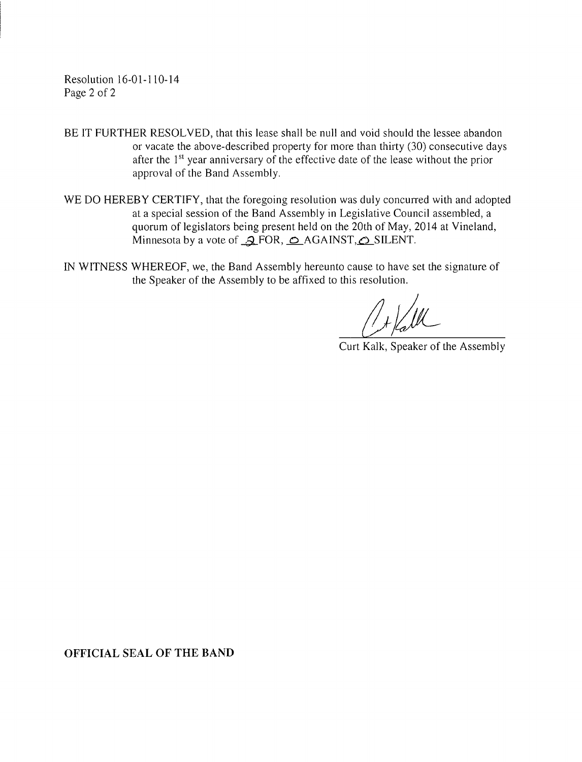Resolution 16-01-110-14
Page 2 of 2

BE IT FURTHER RESOLVED, that this lease shall be null and void should the lessee abandon or vacate the above-described property for more than thirty (30) consecutive days after the 1st year anniversary of the effective date of the lease without the prior approval of the Band Assembly.

WE DO HEREBY CERTIFY, that the foregoing resolution was duly concurred with and adopted at a special session of the Band Assembly in Legislative Council assembled, a quorum of legislators being present held on the 20th of May, 2014 at Vineland, Minnesota by a vote of 3 FOR, 0 AGAINST, 0 SILENT.

IN WITNESS WHEREOF, we, the Band Assembly hereunto cause to have set the signature of the Speaker of the Assembly to be affixed to this resolution.

Curt Kalk, Speaker of the Assembly

**OFFICIAL SEAL OF THE BAND**